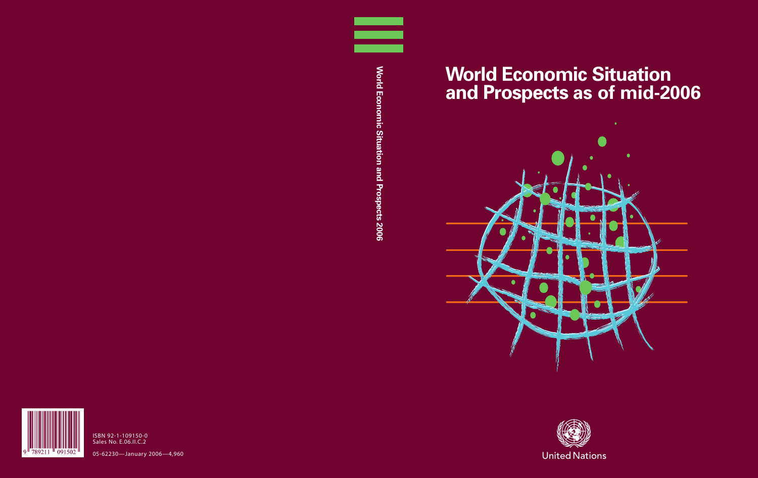# World Economic Situation and Prospects as of mid-2006

World Economic Situation and Prospects 2006

ISBN 92-1-109150-0
Sales No. E.06.II.C.2

05-62230—January 2006—4,960

United Nations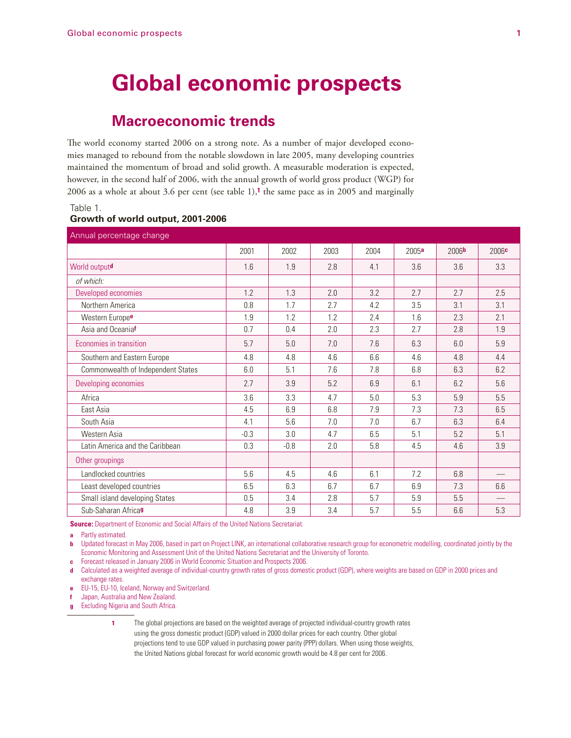# Global economic prospects

## Macroeconomic trends

The world economy started 2006 on a strong note. As a number of major developed economies managed to rebound from the notable slowdown in late 2005, many developing countries maintained the momentum of broad and solid growth. A measurable moderation is expected, however, in the second half of 2006, with the annual growth of world gross product (WGP) for 2006 as a whole at about 3.6 per cent (see table 1),[1] the same pace as in 2005 and marginally

Table 1.
**Growth of world output, 2001-2006**

| Annual percentage change | 2001 | 2002 | 2003 | 2004 | 2005[a] | 2006[b] | 2006[c] |
|---|---|---|---|---|---|---|---|
| World output[d] | 1.6 | 1.9 | 2.8 | 4.1 | 3.6 | 3.6 | 3.3 |
| *of which:* | | | | | | | |
| Developed economies | 1.2 | 1.3 | 2.0 | 3.2 | 2.7 | 2.7 | 2.5 |
| Northern America | 0.8 | 1.7 | 2.7 | 4.2 | 3.5 | 3.1 | 3.1 |
| Western Europe[e] | 1.9 | 1.2 | 1.2 | 2.4 | 1.6 | 2.3 | 2.1 |
| Asia and Oceania[f] | 0.7 | 0.4 | 2.0 | 2.3 | 2.7 | 2.8 | 1.9 |
| Economies in transition | 5.7 | 5.0 | 7.0 | 7.6 | 6.3 | 6.0 | 5.9 |
| Southern and Eastern Europe | 4.8 | 4.8 | 4.6 | 6.6 | 4.6 | 4.8 | 4.4 |
| Commonwealth of Independent States | 6.0 | 5.1 | 7.6 | 7.8 | 6.8 | 6.3 | 6.2 |
| Developing economies | 2.7 | 3.9 | 5.2 | 6.9 | 6.1 | 6.2 | 5.6 |
| Africa | 3.6 | 3.3 | 4.7 | 5.0 | 5.3 | 5.9 | 5.5 |
| East Asia | 4.5 | 6.9 | 6.8 | 7.9 | 7.3 | 7.3 | 6.5 |
| South Asia | 4.1 | 5.6 | 7.0 | 7.0 | 6.7 | 6.3 | 6.4 |
| Western Asia | -0.3 | 3.0 | 4.7 | 6.5 | 5.1 | 5.2 | 5.1 |
| Latin America and the Caribbean | 0.3 | -0.8 | 2.0 | 5.8 | 4.5 | 4.6 | 3.9 |
| Other groupings | | | | | | | |
| Landlocked countries | 5.6 | 4.5 | 4.6 | 6.1 | 7.2 | 6.8 | — |
| Least developed countries | 6.5 | 6.3 | 6.7 | 6.7 | 6.9 | 7.3 | 6.6 |
| Small island developing States | 0.5 | 3.4 | 2.8 | 5.7 | 5.9 | 5.5 | — |
| Sub-Saharan Africa[g] | 4.8 | 3.9 | 3.4 | 5.7 | 5.5 | 6.6 | 5.3 |

**Source:** Department of Economic and Social Affairs of the United Nations Secretariat.

a Partly estimated.

b Updated forecast in May 2006, based in part on Project LINK, an international collaborative research group for econometric modelling, coordinated jointly by the Economic Monitoring and Assessment Unit of the United Nations Secretariat and the University of Toronto.

c Forecast released in January 2006 in World Economic Situation and Prospects 2006.

d Calculated as a weighted average of individual-country growth rates of gross domestic product (GDP), where weights are based on GDP in 2000 prices and exchange rates.

e EU-15, EU-10, Iceland, Norway and Switzerland.

f Japan, Australia and New Zealand.

g Excluding Nigeria and South Africa.

1 The global projections are based on the weighted average of projected individual-country growth rates using the gross domestic product (GDP) valued in 2000 dollar prices for each country. Other global projections tend to use GDP valued in purchasing power parity (PPP) dollars. When using those weights, the United Nations global forecast for world economic growth would be 4.8 per cent for 2006.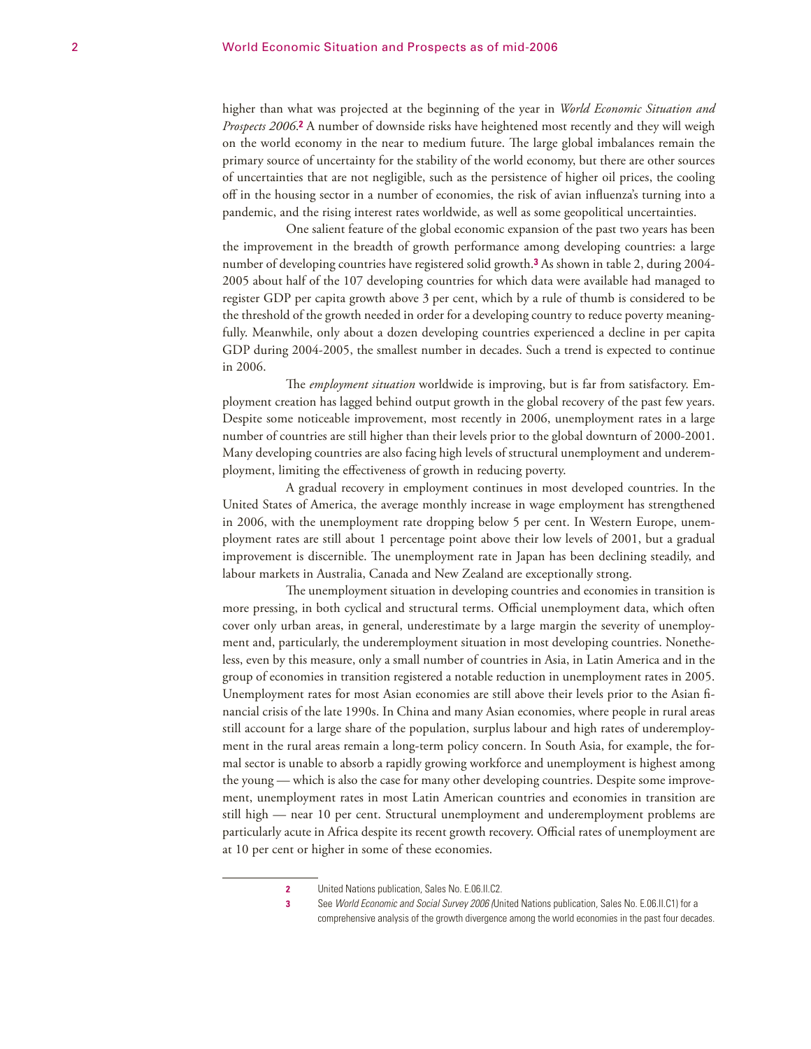higher than what was projected at the beginning of the year in *World Economic Situation and Prospects 2006*.[2] A number of downside risks have heightened most recently and they will weigh on the world economy in the near to medium future. The large global imbalances remain the primary source of uncertainty for the stability of the world economy, but there are other sources of uncertainties that are not negligible, such as the persistence of higher oil prices, the cooling off in the housing sector in a number of economies, the risk of avian influenza's turning into a pandemic, and the rising interest rates worldwide, as well as some geopolitical uncertainties.

One salient feature of the global economic expansion of the past two years has been the improvement in the breadth of growth performance among developing countries: a large number of developing countries have registered solid growth.[3] As shown in table 2, during 2004-2005 about half of the 107 developing countries for which data were available had managed to register GDP per capita growth above 3 per cent, which by a rule of thumb is considered to be the threshold of the growth needed in order for a developing country to reduce poverty meaningfully. Meanwhile, only about a dozen developing countries experienced a decline in per capita GDP during 2004-2005, the smallest number in decades. Such a trend is expected to continue in 2006.

The *employment situation* worldwide is improving, but is far from satisfactory. Employment creation has lagged behind output growth in the global recovery of the past few years. Despite some noticeable improvement, most recently in 2006, unemployment rates in a large number of countries are still higher than their levels prior to the global downturn of 2000-2001. Many developing countries are also facing high levels of structural unemployment and underemployment, limiting the effectiveness of growth in reducing poverty.

A gradual recovery in employment continues in most developed countries. In the United States of America, the average monthly increase in wage employment has strengthened in 2006, with the unemployment rate dropping below 5 per cent. In Western Europe, unemployment rates are still about 1 percentage point above their low levels of 2001, but a gradual improvement is discernible. The unemployment rate in Japan has been declining steadily, and labour markets in Australia, Canada and New Zealand are exceptionally strong.

The unemployment situation in developing countries and economies in transition is more pressing, in both cyclical and structural terms. Official unemployment data, which often cover only urban areas, in general, underestimate by a large margin the severity of unemployment and, particularly, the underemployment situation in most developing countries. Nonetheless, even by this measure, only a small number of countries in Asia, in Latin America and in the group of economies in transition registered a notable reduction in unemployment rates in 2005. Unemployment rates for most Asian economies are still above their levels prior to the Asian financial crisis of the late 1990s. In China and many Asian economies, where people in rural areas still account for a large share of the population, surplus labour and high rates of underemployment in the rural areas remain a long-term policy concern. In South Asia, for example, the formal sector is unable to absorb a rapidly growing workforce and unemployment is highest among the young — which is also the case for many other developing countries. Despite some improvement, unemployment rates in most Latin American countries and economies in transition are still high — near 10 per cent. Structural unemployment and underemployment problems are particularly acute in Africa despite its recent growth recovery. Official rates of unemployment are at 10 per cent or higher in some of these economies.

---

2 United Nations publication, Sales No. E.06.II.C2.

3 See *World Economic and Social Survey 2006* (United Nations publication, Sales No. E.06.II.C1) for a comprehensive analysis of the growth divergence among the world economies in the past four decades.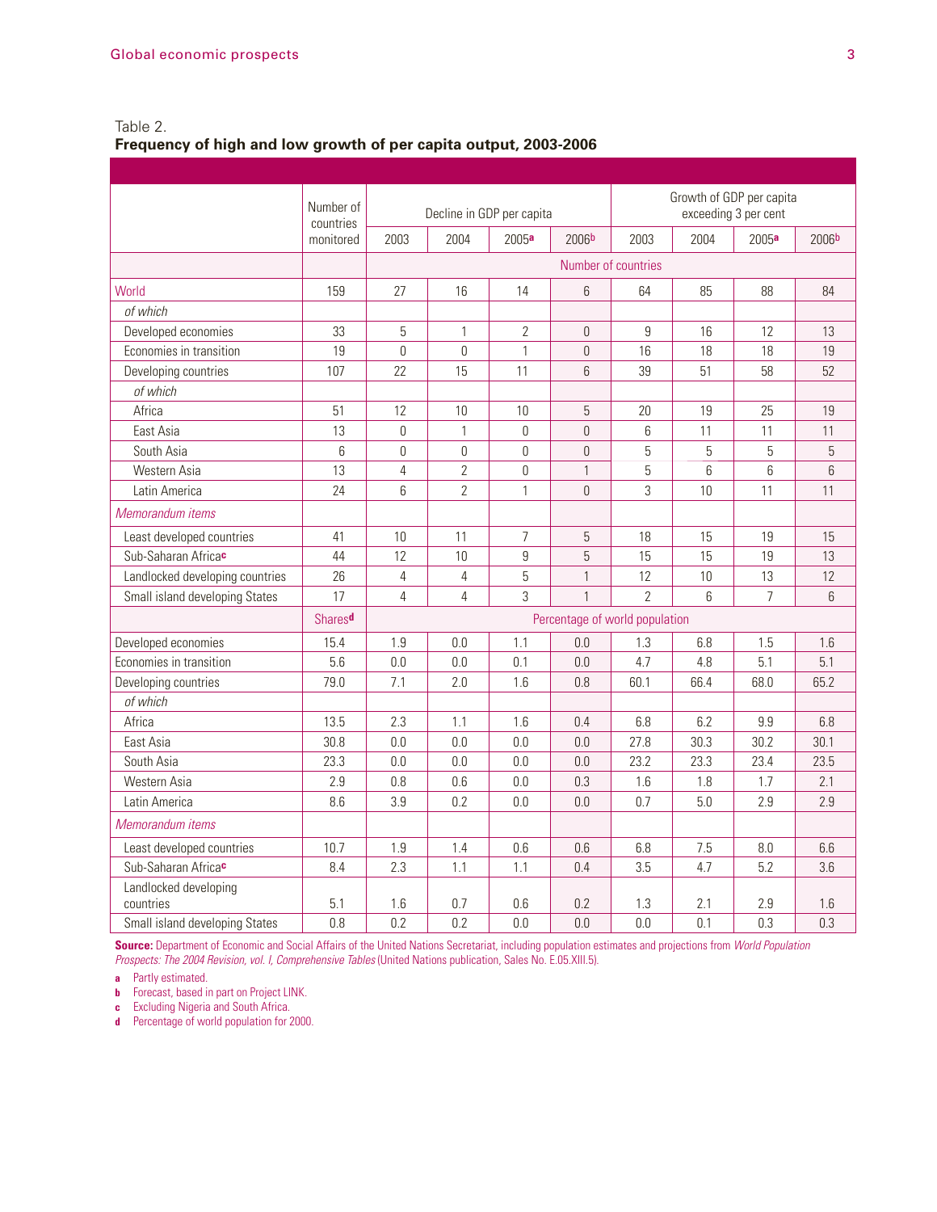Table 2.
**Frequency of high and low growth of per capita output, 2003-2006**

| | Number of countries monitored | Decline in GDP per capita | | | | Growth of GDP per capita exceeding 3 per cent | | | |
|---|---|---|---|---|---|---|---|---|---|
| | | 2003 | 2004 | 2005[a] | 2006[b] | 2003 | 2004 | 2005[a] | 2006[b] |
| | | Number of countries | | | | | | | |
| World | 159 | 27 | 16 | 14 | 6 | 64 | 85 | 88 | 84 |
| *of which* | | | | | | | | | |
| Developed economies | 33 | 5 | 1 | 2 | 0 | 9 | 16 | 12 | 13 |
| Economies in transition | 19 | 0 | 0 | 1 | 0 | 16 | 18 | 18 | 19 |
| Developing countries | 107 | 22 | 15 | 11 | 6 | 39 | 51 | 58 | 52 |
| *of which* | | | | | | | | | |
| Africa | 51 | 12 | 10 | 10 | 5 | 20 | 19 | 25 | 19 |
| East Asia | 13 | 0 | 1 | 0 | 0 | 6 | 11 | 11 | 11 |
| South Asia | 6 | 0 | 0 | 0 | 0 | 5 | 5 | 5 | 5 |
| Western Asia | 13 | 4 | 2 | 0 | 1 | 5 | 6 | 6 | 6 |
| Latin America | 24 | 6 | 2 | 1 | 0 | 3 | 10 | 11 | 11 |
| *Memorandum items* | | | | | | | | | |
| Least developed countries | 41 | 10 | 11 | 7 | 5 | 18 | 15 | 19 | 15 |
| Sub-Saharan Africa[c] | 44 | 12 | 10 | 9 | 5 | 15 | 15 | 19 | 13 |
| Landlocked developing countries | 26 | 4 | 4 | 5 | 1 | 12 | 10 | 13 | 12 |
| Small island developing States | 17 | 4 | 4 | 3 | 1 | 2 | 6 | 7 | 6 |
| | Shares[d] | Percentage of world population | | | | | | | |
| Developed economies | 15.4 | 1.9 | 0.0 | 1.1 | 0.0 | 1.3 | 6.8 | 1.5 | 1.6 |
| Economies in transition | 5.6 | 0.0 | 0.0 | 0.1 | 0.0 | 4.7 | 4.8 | 5.1 | 5.1 |
| Developing countries | 79.0 | 7.1 | 2.0 | 1.6 | 0.8 | 60.1 | 66.4 | 68.0 | 65.2 |
| *of which* | | | | | | | | | |
| Africa | 13.5 | 2.3 | 1.1 | 1.6 | 0.4 | 6.8 | 6.2 | 9.9 | 6.8 |
| East Asia | 30.8 | 0.0 | 0.0 | 0.0 | 0.0 | 27.8 | 30.3 | 30.2 | 30.1 |
| South Asia | 23.3 | 0.0 | 0.0 | 0.0 | 0.0 | 23.2 | 23.3 | 23.4 | 23.5 |
| Western Asia | 2.9 | 0.8 | 0.6 | 0.0 | 0.3 | 1.6 | 1.8 | 1.7 | 2.1 |
| Latin America | 8.6 | 3.9 | 0.2 | 0.0 | 0.0 | 0.7 | 5.0 | 2.9 | 2.9 |
| *Memorandum items* | | | | | | | | | |
| Least developed countries | 10.7 | 1.9 | 1.4 | 0.6 | 0.6 | 6.8 | 7.5 | 8.0 | 6.6 |
| Sub-Saharan Africa[c] | 8.4 | 2.3 | 1.1 | 1.1 | 0.4 | 3.5 | 4.7 | 5.2 | 3.6 |
| Landlocked developing countries | 5.1 | 1.6 | 0.7 | 0.6 | 0.2 | 1.3 | 2.1 | 2.9 | 1.6 |
| Small island developing States | 0.8 | 0.2 | 0.2 | 0.0 | 0.0 | 0.0 | 0.1 | 0.3 | 0.3 |

**Source:** Department of Economic and Social Affairs of the United Nations Secretariat, including population estimates and projections from *World Population Prospects: The 2004 Revision, vol. I, Comprehensive Tables* (United Nations publication, Sales No. E.05.XIII.5).

a Partly estimated.
b Forecast, based in part on Project LINK.
c Excluding Nigeria and South Africa.
d Percentage of world population for 2000.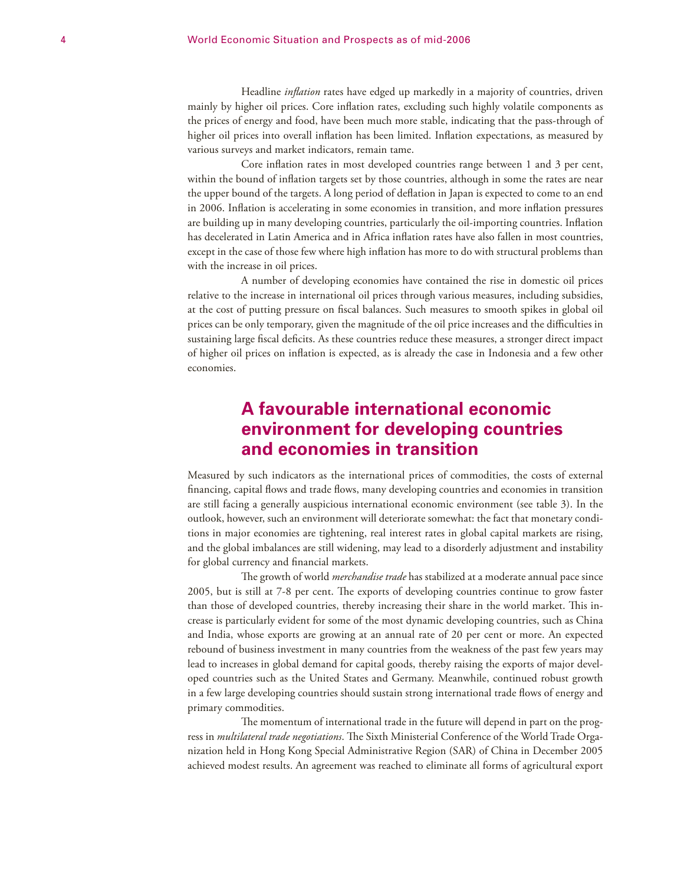Headline *inflation* rates have edged up markedly in a majority of countries, driven mainly by higher oil prices. Core inflation rates, excluding such highly volatile components as the prices of energy and food, have been much more stable, indicating that the pass-through of higher oil prices into overall inflation has been limited. Inflation expectations, as measured by various surveys and market indicators, remain tame.

Core inflation rates in most developed countries range between 1 and 3 per cent, within the bound of inflation targets set by those countries, although in some the rates are near the upper bound of the targets. A long period of deflation in Japan is expected to come to an end in 2006. Inflation is accelerating in some economies in transition, and more inflation pressures are building up in many developing countries, particularly the oil-importing countries. Inflation has decelerated in Latin America and in Africa inflation rates have also fallen in most countries, except in the case of those few where high inflation has more to do with structural problems than with the increase in oil prices.

A number of developing economies have contained the rise in domestic oil prices relative to the increase in international oil prices through various measures, including subsidies, at the cost of putting pressure on fiscal balances. Such measures to smooth spikes in global oil prices can be only temporary, given the magnitude of the oil price increases and the difficulties in sustaining large fiscal deficits. As these countries reduce these measures, a stronger direct impact of higher oil prices on inflation is expected, as is already the case in Indonesia and a few other economies.

## A favourable international economic environment for developing countries and economies in transition

Measured by such indicators as the international prices of commodities, the costs of external financing, capital flows and trade flows, many developing countries and economies in transition are still facing a generally auspicious international economic environment (see table 3). In the outlook, however, such an environment will deteriorate somewhat: the fact that monetary conditions in major economies are tightening, real interest rates in global capital markets are rising, and the global imbalances are still widening, may lead to a disorderly adjustment and instability for global currency and financial markets.

The growth of world *merchandise trade* has stabilized at a moderate annual pace since 2005, but is still at 7-8 per cent. The exports of developing countries continue to grow faster than those of developed countries, thereby increasing their share in the world market. This increase is particularly evident for some of the most dynamic developing countries, such as China and India, whose exports are growing at an annual rate of 20 per cent or more. An expected rebound of business investment in many countries from the weakness of the past few years may lead to increases in global demand for capital goods, thereby raising the exports of major developed countries such as the United States and Germany. Meanwhile, continued robust growth in a few large developing countries should sustain strong international trade flows of energy and primary commodities.

The momentum of international trade in the future will depend in part on the progress in *multilateral trade negotiations*. The Sixth Ministerial Conference of the World Trade Organization held in Hong Kong Special Administrative Region (SAR) of China in December 2005 achieved modest results. An agreement was reached to eliminate all forms of agricultural export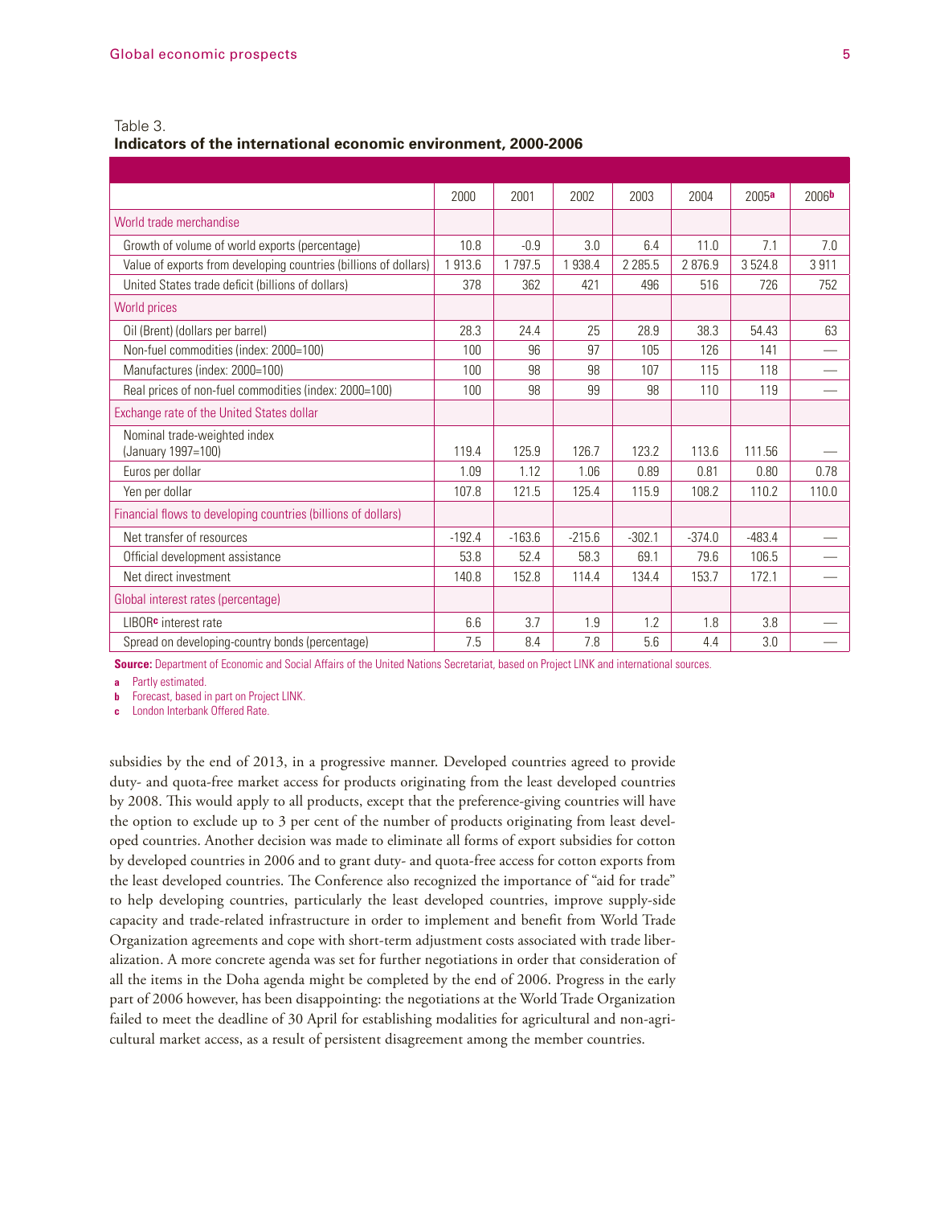Table 3.
**Indicators of the international economic environment, 2000-2006**

| | 2000 | 2001 | 2002 | 2003 | 2004 | 2005[a] | 2006[b] |
|---|---|---|---|---|---|---|---|
| World trade merchandise | | | | | | | |
| Growth of volume of world exports (percentage) | 10.8 | -0.9 | 3.0 | 6.4 | 11.0 | 7.1 | 7.0 |
| Value of exports from developing countries (billions of dollars) | 1 913.6 | 1 797.5 | 1 938.4 | 2 285.5 | 2 876.9 | 3 524.8 | 3 911 |
| United States trade deficit (billions of dollars) | 378 | 362 | 421 | 496 | 516 | 726 | 752 |
| World prices | | | | | | | |
| Oil (Brent) (dollars per barrel) | 28.3 | 24.4 | 25 | 28.9 | 38.3 | 54.43 | 63 |
| Non-fuel commodities (index: 2000=100) | 100 | 96 | 97 | 105 | 126 | 141 | — |
| Manufactures (index: 2000=100) | 100 | 98 | 98 | 107 | 115 | 118 | — |
| Real prices of non-fuel commodities (index: 2000=100) | 100 | 98 | 99 | 98 | 110 | 119 | — |
| Exchange rate of the United States dollar | | | | | | | |
| Nominal trade-weighted index (January 1997=100) | 119.4 | 125.9 | 126.7 | 123.2 | 113.6 | 111.56 | — |
| Euros per dollar | 1.09 | 1.12 | 1.06 | 0.89 | 0.81 | 0.80 | 0.78 |
| Yen per dollar | 107.8 | 121.5 | 125.4 | 115.9 | 108.2 | 110.2 | 110.0 |
| Financial flows to developing countries (billions of dollars) | | | | | | | |
| Net transfer of resources | -192.4 | -163.6 | -215.6 | -302.1 | -374.0 | -483.4 | — |
| Official development assistance | 53.8 | 52.4 | 58.3 | 69.1 | 79.6 | 106.5 | — |
| Net direct investment | 140.8 | 152.8 | 114.4 | 134.4 | 153.7 | 172.1 | — |
| Global interest rates (percentage) | | | | | | | |
| LIBOR[c] interest rate | 6.6 | 3.7 | 1.9 | 1.2 | 1.8 | 3.8 | — |
| Spread on developing-country bonds (percentage) | 7.5 | 8.4 | 7.8 | 5.6 | 4.4 | 3.0 | — |

**Source:** Department of Economic and Social Affairs of the United Nations Secretariat, based on Project LINK and international sources.

**a** Partly estimated.

**b** Forecast, based in part on Project LINK.

**c** London Interbank Offered Rate.

subsidies by the end of 2013, in a progressive manner. Developed countries agreed to provide duty- and quota-free market access for products originating from the least developed countries by 2008. This would apply to all products, except that the preference-giving countries will have the option to exclude up to 3 per cent of the number of products originating from least developed countries. Another decision was made to eliminate all forms of export subsidies for cotton by developed countries in 2006 and to grant duty- and quota-free access for cotton exports from the least developed countries. The Conference also recognized the importance of "aid for trade" to help developing countries, particularly the least developed countries, improve supply-side capacity and trade-related infrastructure in order to implement and benefit from World Trade Organization agreements and cope with short-term adjustment costs associated with trade liberalization. A more concrete agenda was set for further negotiations in order that consideration of all the items in the Doha agenda might be completed by the end of 2006. Progress in the early part of 2006 however, has been disappointing: the negotiations at the World Trade Organization failed to meet the deadline of 30 April for establishing modalities for agricultural and non-agricultural market access, as a result of persistent disagreement among the member countries.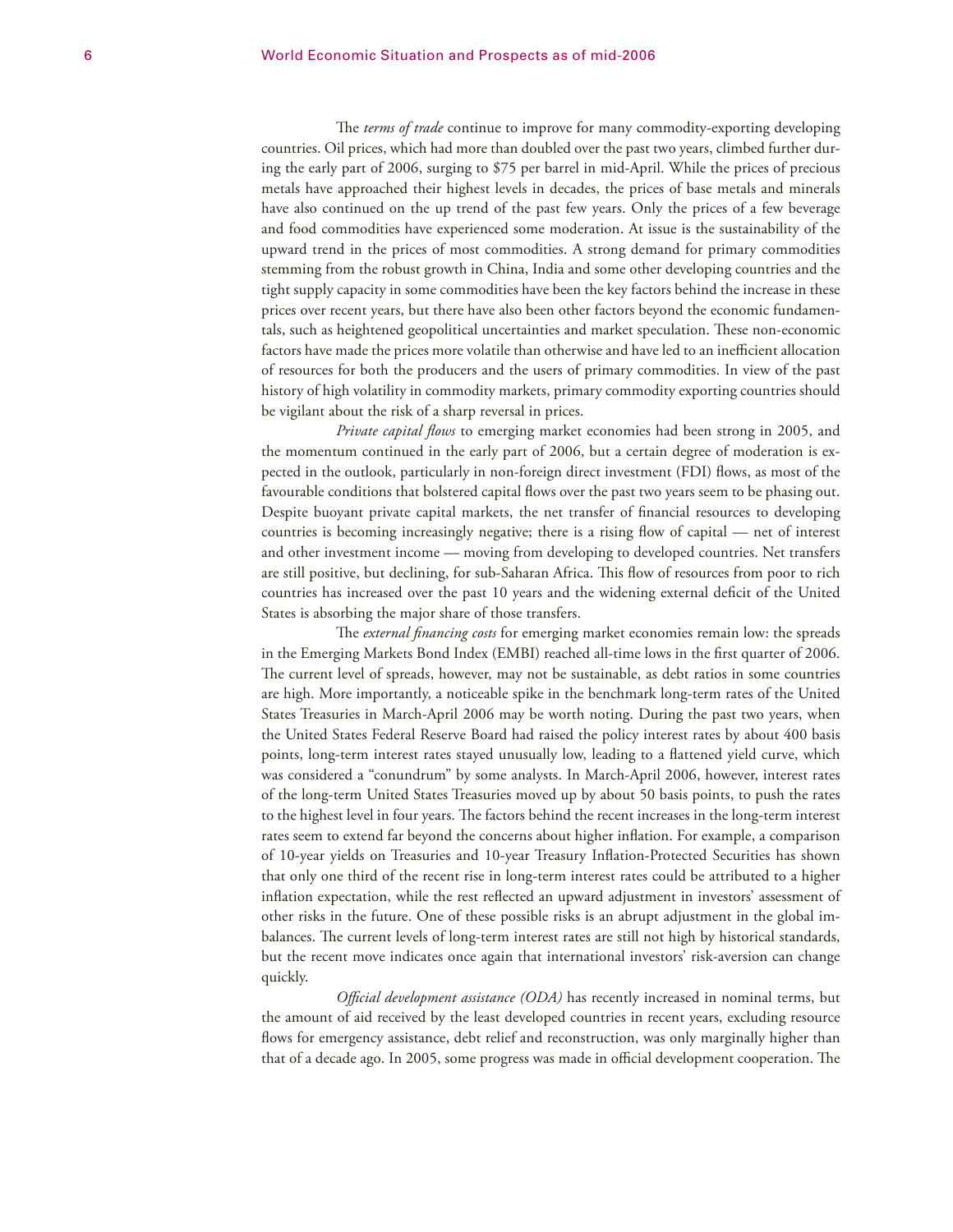The *terms of trade* continue to improve for many commodity-exporting developing countries. Oil prices, which had more than doubled over the past two years, climbed further during the early part of 2006, surging to $75 per barrel in mid-April. While the prices of precious metals have approached their highest levels in decades, the prices of base metals and minerals have also continued on the up trend of the past few years. Only the prices of a few beverage and food commodities have experienced some moderation. At issue is the sustainability of the upward trend in the prices of most commodities. A strong demand for primary commodities stemming from the robust growth in China, India and some other developing countries and the tight supply capacity in some commodities have been the key factors behind the increase in these prices over recent years, but there have also been other factors beyond the economic fundamentals, such as heightened geopolitical uncertainties and market speculation. These non-economic factors have made the prices more volatile than otherwise and have led to an inefficient allocation of resources for both the producers and the users of primary commodities. In view of the past history of high volatility in commodity markets, primary commodity exporting countries should be vigilant about the risk of a sharp reversal in prices.

*Private capital flows* to emerging market economies had been strong in 2005, and the momentum continued in the early part of 2006, but a certain degree of moderation is expected in the outlook, particularly in non-foreign direct investment (FDI) flows, as most of the favourable conditions that bolstered capital flows over the past two years seem to be phasing out. Despite buoyant private capital markets, the net transfer of financial resources to developing countries is becoming increasingly negative; there is a rising flow of capital — net of interest and other investment income — moving from developing to developed countries. Net transfers are still positive, but declining, for sub-Saharan Africa. This flow of resources from poor to rich countries has increased over the past 10 years and the widening external deficit of the United States is absorbing the major share of those transfers.

The *external financing costs* for emerging market economies remain low: the spreads in the Emerging Markets Bond Index (EMBI) reached all-time lows in the first quarter of 2006. The current level of spreads, however, may not be sustainable, as debt ratios in some countries are high. More importantly, a noticeable spike in the benchmark long-term rates of the United States Treasuries in March-April 2006 may be worth noting. During the past two years, when the United States Federal Reserve Board had raised the policy interest rates by about 400 basis points, long-term interest rates stayed unusually low, leading to a flattened yield curve, which was considered a "conundrum" by some analysts. In March-April 2006, however, interest rates of the long-term United States Treasuries moved up by about 50 basis points, to push the rates to the highest level in four years. The factors behind the recent increases in the long-term interest rates seem to extend far beyond the concerns about higher inflation. For example, a comparison of 10-year yields on Treasuries and 10-year Treasury Inflation-Protected Securities has shown that only one third of the recent rise in long-term interest rates could be attributed to a higher inflation expectation, while the rest reflected an upward adjustment in investors' assessment of other risks in the future. One of these possible risks is an abrupt adjustment in the global imbalances. The current levels of long-term interest rates are still not high by historical standards, but the recent move indicates once again that international investors' risk-aversion can change quickly.

*Official development assistance (ODA)* has recently increased in nominal terms, but the amount of aid received by the least developed countries in recent years, excluding resource flows for emergency assistance, debt relief and reconstruction, was only marginally higher than that of a decade ago. In 2005, some progress was made in official development cooperation. The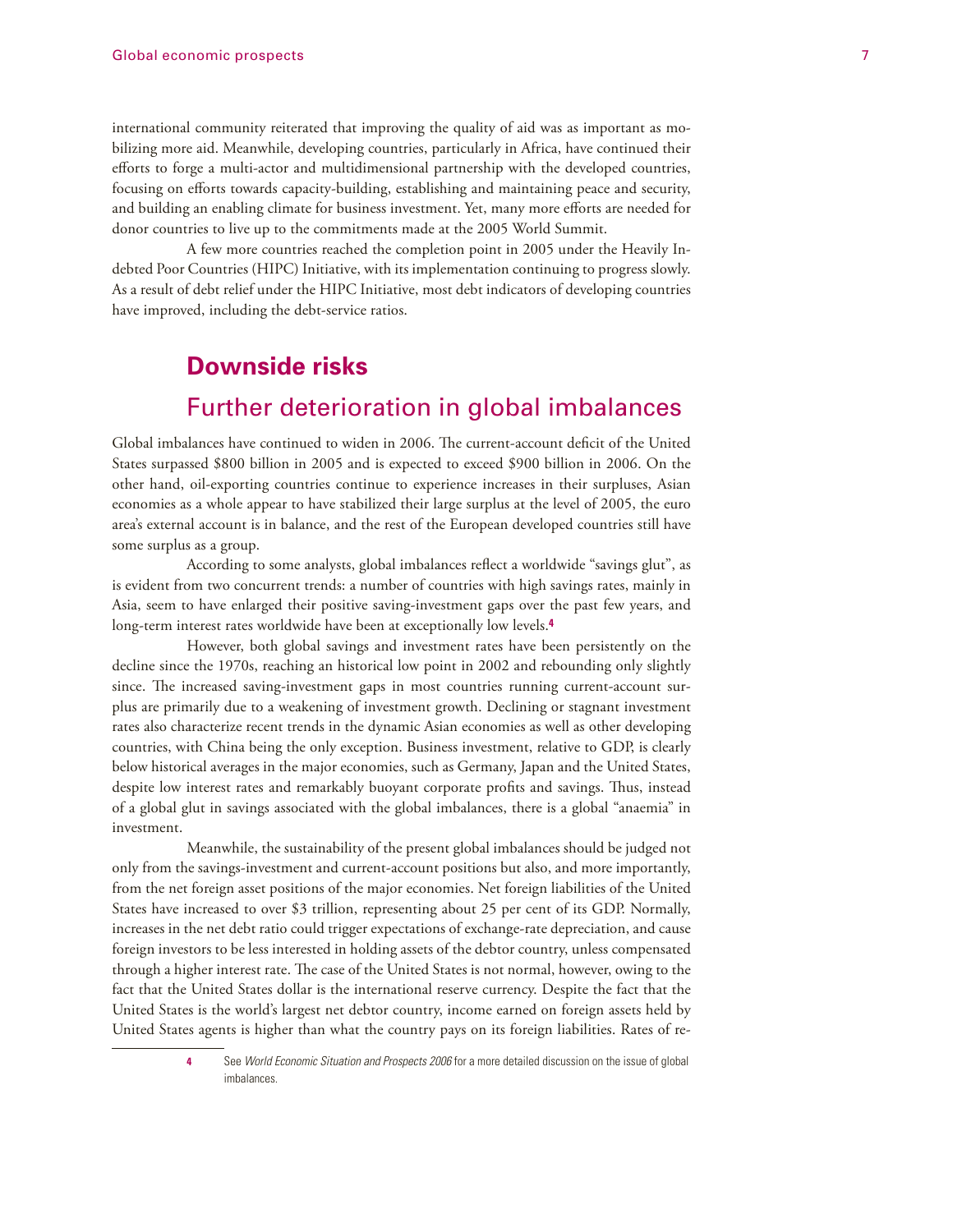international community reiterated that improving the quality of aid was as important as mobilizing more aid. Meanwhile, developing countries, particularly in Africa, have continued their efforts to forge a multi-actor and multidimensional partnership with the developed countries, focusing on efforts towards capacity-building, establishing and maintaining peace and security, and building an enabling climate for business investment. Yet, many more efforts are needed for donor countries to live up to the commitments made at the 2005 World Summit.

A few more countries reached the completion point in 2005 under the Heavily Indebted Poor Countries (HIPC) Initiative, with its implementation continuing to progress slowly. As a result of debt relief under the HIPC Initiative, most debt indicators of developing countries have improved, including the debt-service ratios.

## Downside risks

### Further deterioration in global imbalances

Global imbalances have continued to widen in 2006. The current-account deficit of the United States surpassed $800 billion in 2005 and is expected to exceed $900 billion in 2006. On the other hand, oil-exporting countries continue to experience increases in their surpluses, Asian economies as a whole appear to have stabilized their large surplus at the level of 2005, the euro area's external account is in balance, and the rest of the European developed countries still have some surplus as a group.

According to some analysts, global imbalances reflect a worldwide "savings glut", as is evident from two concurrent trends: a number of countries with high savings rates, mainly in Asia, seem to have enlarged their positive saving-investment gaps over the past few years, and long-term interest rates worldwide have been at exceptionally low levels.[4]

However, both global savings and investment rates have been persistently on the decline since the 1970s, reaching an historical low point in 2002 and rebounding only slightly since. The increased saving-investment gaps in most countries running current-account surplus are primarily due to a weakening of investment growth. Declining or stagnant investment rates also characterize recent trends in the dynamic Asian economies as well as other developing countries, with China being the only exception. Business investment, relative to GDP, is clearly below historical averages in the major economies, such as Germany, Japan and the United States, despite low interest rates and remarkably buoyant corporate profits and savings. Thus, instead of a global glut in savings associated with the global imbalances, there is a global "anaemia" in investment.

Meanwhile, the sustainability of the present global imbalances should be judged not only from the savings-investment and current-account positions but also, and more importantly, from the net foreign asset positions of the major economies. Net foreign liabilities of the United States have increased to over $3 trillion, representing about 25 per cent of its GDP. Normally, increases in the net debt ratio could trigger expectations of exchange-rate depreciation, and cause foreign investors to be less interested in holding assets of the debtor country, unless compensated through a higher interest rate. The case of the United States is not normal, however, owing to the fact that the United States dollar is the international reserve currency. Despite the fact that the United States is the world's largest net debtor country, income earned on foreign assets held by United States agents is higher than what the country pays on its foreign liabilities. Rates of re-

[4] See *World Economic Situation and Prospects 2006* for a more detailed discussion on the issue of global imbalances.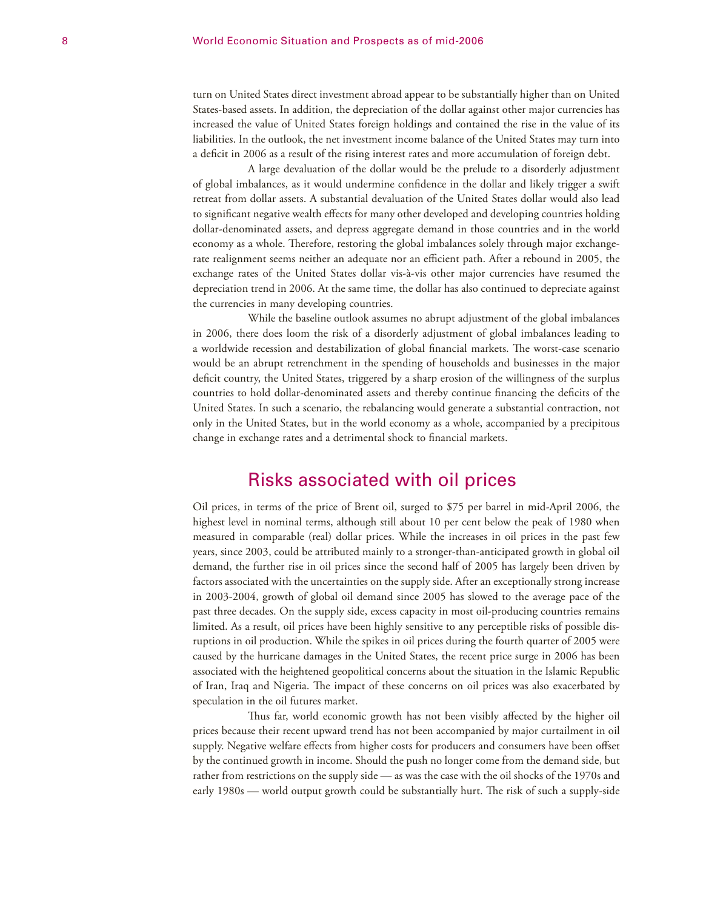turn on United States direct investment abroad appear to be substantially higher than on United States-based assets. In addition, the depreciation of the dollar against other major currencies has increased the value of United States foreign holdings and contained the rise in the value of its liabilities. In the outlook, the net investment income balance of the United States may turn into a deficit in 2006 as a result of the rising interest rates and more accumulation of foreign debt.

A large devaluation of the dollar would be the prelude to a disorderly adjustment of global imbalances, as it would undermine confidence in the dollar and likely trigger a swift retreat from dollar assets. A substantial devaluation of the United States dollar would also lead to significant negative wealth effects for many other developed and developing countries holding dollar-denominated assets, and depress aggregate demand in those countries and in the world economy as a whole. Therefore, restoring the global imbalances solely through major exchange-rate realignment seems neither an adequate nor an efficient path. After a rebound in 2005, the exchange rates of the United States dollar vis-à-vis other major currencies have resumed the depreciation trend in 2006. At the same time, the dollar has also continued to depreciate against the currencies in many developing countries.

While the baseline outlook assumes no abrupt adjustment of the global imbalances in 2006, there does loom the risk of a disorderly adjustment of global imbalances leading to a worldwide recession and destabilization of global financial markets. The worst-case scenario would be an abrupt retrenchment in the spending of households and businesses in the major deficit country, the United States, triggered by a sharp erosion of the willingness of the surplus countries to hold dollar-denominated assets and thereby continue financing the deficits of the United States. In such a scenario, the rebalancing would generate a substantial contraction, not only in the United States, but in the world economy as a whole, accompanied by a precipitous change in exchange rates and a detrimental shock to financial markets.

## Risks associated with oil prices

Oil prices, in terms of the price of Brent oil, surged to $75 per barrel in mid-April 2006, the highest level in nominal terms, although still about 10 per cent below the peak of 1980 when measured in comparable (real) dollar prices. While the increases in oil prices in the past few years, since 2003, could be attributed mainly to a stronger-than-anticipated growth in global oil demand, the further rise in oil prices since the second half of 2005 has largely been driven by factors associated with the uncertainties on the supply side. After an exceptionally strong increase in 2003-2004, growth of global oil demand since 2005 has slowed to the average pace of the past three decades. On the supply side, excess capacity in most oil-producing countries remains limited. As a result, oil prices have been highly sensitive to any perceptible risks of possible disruptions in oil production. While the spikes in oil prices during the fourth quarter of 2005 were caused by the hurricane damages in the United States, the recent price surge in 2006 has been associated with the heightened geopolitical concerns about the situation in the Islamic Republic of Iran, Iraq and Nigeria. The impact of these concerns on oil prices was also exacerbated by speculation in the oil futures market.

Thus far, world economic growth has not been visibly affected by the higher oil prices because their recent upward trend has not been accompanied by major curtailment in oil supply. Negative welfare effects from higher costs for producers and consumers have been offset by the continued growth in income. Should the push no longer come from the demand side, but rather from restrictions on the supply side — as was the case with the oil shocks of the 1970s and early 1980s — world output growth could be substantially hurt. The risk of such a supply-side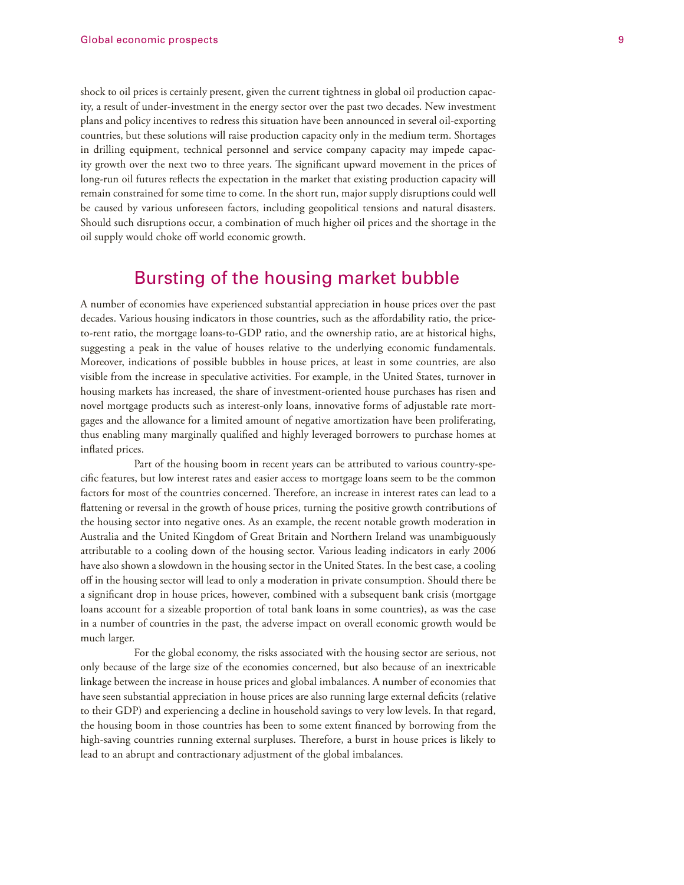shock to oil prices is certainly present, given the current tightness in global oil production capacity, a result of under-investment in the energy sector over the past two decades. New investment plans and policy incentives to redress this situation have been announced in several oil-exporting countries, but these solutions will raise production capacity only in the medium term. Shortages in drilling equipment, technical personnel and service company capacity may impede capacity growth over the next two to three years. The significant upward movement in the prices of long-run oil futures reflects the expectation in the market that existing production capacity will remain constrained for some time to come. In the short run, major supply disruptions could well be caused by various unforeseen factors, including geopolitical tensions and natural disasters. Should such disruptions occur, a combination of much higher oil prices and the shortage in the oil supply would choke off world economic growth.

## Bursting of the housing market bubble

A number of economies have experienced substantial appreciation in house prices over the past decades. Various housing indicators in those countries, such as the affordability ratio, the price-to-rent ratio, the mortgage loans-to-GDP ratio, and the ownership ratio, are at historical highs, suggesting a peak in the value of houses relative to the underlying economic fundamentals. Moreover, indications of possible bubbles in house prices, at least in some countries, are also visible from the increase in speculative activities. For example, in the United States, turnover in housing markets has increased, the share of investment-oriented house purchases has risen and novel mortgage products such as interest-only loans, innovative forms of adjustable rate mortgages and the allowance for a limited amount of negative amortization have been proliferating, thus enabling many marginally qualified and highly leveraged borrowers to purchase homes at inflated prices.

Part of the housing boom in recent years can be attributed to various country-specific features, but low interest rates and easier access to mortgage loans seem to be the common factors for most of the countries concerned. Therefore, an increase in interest rates can lead to a flattening or reversal in the growth of house prices, turning the positive growth contributions of the housing sector into negative ones. As an example, the recent notable growth moderation in Australia and the United Kingdom of Great Britain and Northern Ireland was unambiguously attributable to a cooling down of the housing sector. Various leading indicators in early 2006 have also shown a slowdown in the housing sector in the United States. In the best case, a cooling off in the housing sector will lead to only a moderation in private consumption. Should there be a significant drop in house prices, however, combined with a subsequent bank crisis (mortgage loans account for a sizeable proportion of total bank loans in some countries), as was the case in a number of countries in the past, the adverse impact on overall economic growth would be much larger.

For the global economy, the risks associated with the housing sector are serious, not only because of the large size of the economies concerned, but also because of an inextricable linkage between the increase in house prices and global imbalances. A number of economies that have seen substantial appreciation in house prices are also running large external deficits (relative to their GDP) and experiencing a decline in household savings to very low levels. In that regard, the housing boom in those countries has been to some extent financed by borrowing from the high-saving countries running external surpluses. Therefore, a burst in house prices is likely to lead to an abrupt and contractionary adjustment of the global imbalances.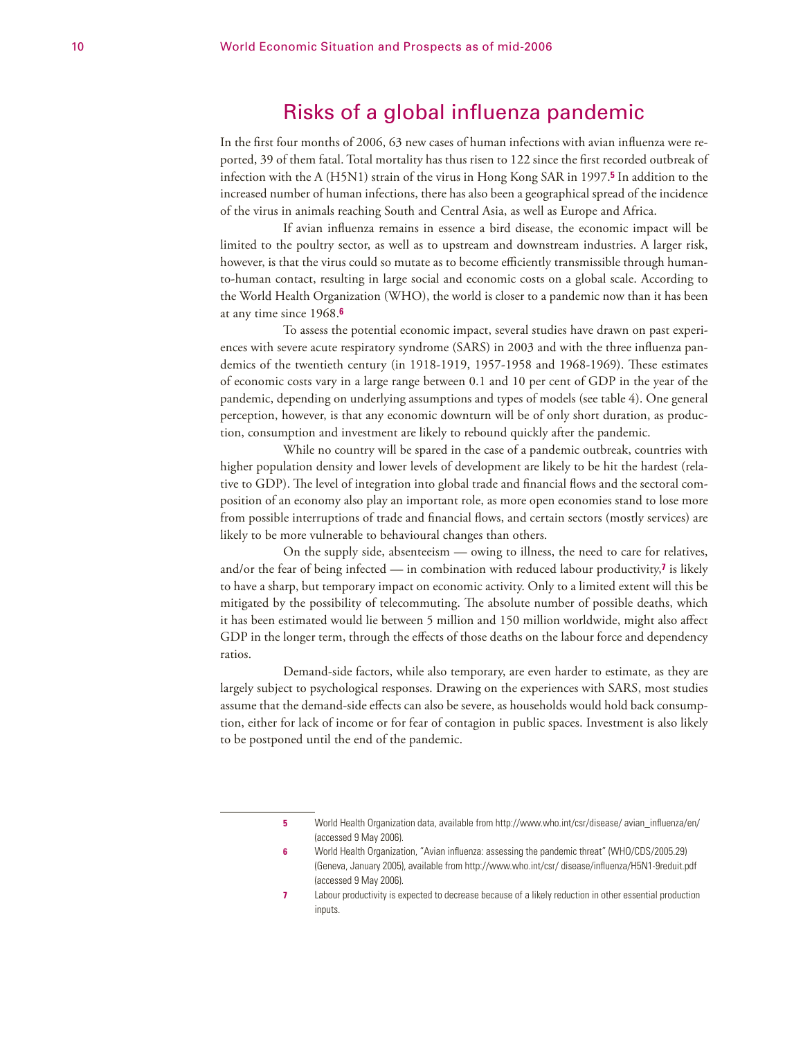## Risks of a global influenza pandemic

In the first four months of 2006, 63 new cases of human infections with avian influenza were reported, 39 of them fatal. Total mortality has thus risen to 122 since the first recorded outbreak of infection with the A (H5N1) strain of the virus in Hong Kong SAR in 1997.[5] In addition to the increased number of human infections, there has also been a geographical spread of the incidence of the virus in animals reaching South and Central Asia, as well as Europe and Africa.

If avian influenza remains in essence a bird disease, the economic impact will be limited to the poultry sector, as well as to upstream and downstream industries. A larger risk, however, is that the virus could so mutate as to become efficiently transmissible through human-to-human contact, resulting in large social and economic costs on a global scale. According to the World Health Organization (WHO), the world is closer to a pandemic now than it has been at any time since 1968.[6]

To assess the potential economic impact, several studies have drawn on past experiences with severe acute respiratory syndrome (SARS) in 2003 and with the three influenza pandemics of the twentieth century (in 1918-1919, 1957-1958 and 1968-1969). These estimates of economic costs vary in a large range between 0.1 and 10 per cent of GDP in the year of the pandemic, depending on underlying assumptions and types of models (see table 4). One general perception, however, is that any economic downturn will be of only short duration, as production, consumption and investment are likely to rebound quickly after the pandemic.

While no country will be spared in the case of a pandemic outbreak, countries with higher population density and lower levels of development are likely to be hit the hardest (relative to GDP). The level of integration into global trade and financial flows and the sectoral composition of an economy also play an important role, as more open economies stand to lose more from possible interruptions of trade and financial flows, and certain sectors (mostly services) are likely to be more vulnerable to behavioural changes than others.

On the supply side, absenteeism — owing to illness, the need to care for relatives, and/or the fear of being infected — in combination with reduced labour productivity,[7] is likely to have a sharp, but temporary impact on economic activity. Only to a limited extent will this be mitigated by the possibility of telecommuting. The absolute number of possible deaths, which it has been estimated would lie between 5 million and 150 million worldwide, might also affect GDP in the longer term, through the effects of those deaths on the labour force and dependency ratios.

Demand-side factors, while also temporary, are even harder to estimate, as they are largely subject to psychological responses. Drawing on the experiences with SARS, most studies assume that the demand-side effects can also be severe, as households would hold back consumption, either for lack of income or for fear of contagion in public spaces. Investment is also likely to be postponed until the end of the pandemic.

---

5 World Health Organization data, available from http://www.who.int/csr/disease/ avian_influenza/en/ (accessed 9 May 2006).

6 World Health Organization, "Avian influenza: assessing the pandemic threat" (WHO/CDS/2005.29) (Geneva, January 2005), available from http://www.who.int/csr/ disease/influenza/H5N1-9reduit.pdf (accessed 9 May 2006).

7 Labour productivity is expected to decrease because of a likely reduction in other essential production inputs.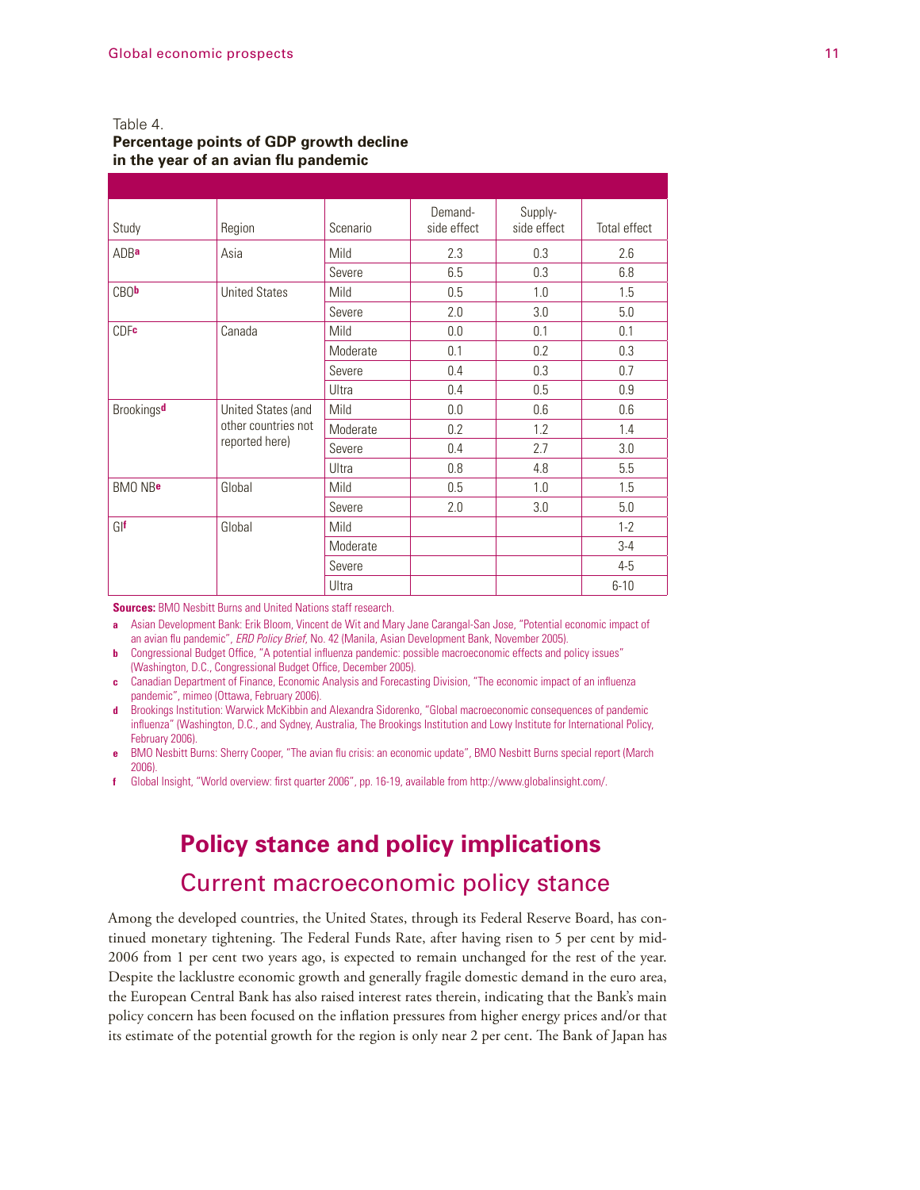Table 4.
**Percentage points of GDP growth decline in the year of an avian flu pandemic**

| Study | Region | Scenario | Demand-side effect | Supply-side effect | Total effect |
| --- | --- | --- | --- | --- | --- |
| ADB[a] | Asia | Mild | 2.3 | 0.3 | 2.6 |
| | | Severe | 6.5 | 0.3 | 6.8 |
| CBO[b] | United States | Mild | 0.5 | 1.0 | 1.5 |
| | | Severe | 2.0 | 3.0 | 5.0 |
| CDF[c] | Canada | Mild | 0.0 | 0.1 | 0.1 |
| | | Moderate | 0.1 | 0.2 | 0.3 |
| | | Severe | 0.4 | 0.3 | 0.7 |
| | | Ultra | 0.4 | 0.5 | 0.9 |
| Brookings[d] | United States (and other countries not reported here) | Mild | 0.0 | 0.6 | 0.6 |
| | | Moderate | 0.2 | 1.2 | 1.4 |
| | | Severe | 0.4 | 2.7 | 3.0 |
| | | Ultra | 0.8 | 4.8 | 5.5 |
| BMO NB[e] | Global | Mild | 0.5 | 1.0 | 1.5 |
| | | Severe | 2.0 | 3.0 | 5.0 |
| GI[f] | Global | Mild | | | 1-2 |
| | | Moderate | | | 3-4 |
| | | Severe | | | 4-5 |
| | | Ultra | | | 6-10 |

**Sources:** BMO Nesbitt Burns and United Nations staff research.

a Asian Development Bank: Erik Bloom, Vincent de Wit and Mary Jane Carangal-San Jose, "Potential economic impact of an avian flu pandemic", *ERD Policy Brief*, No. 42 (Manila, Asian Development Bank, November 2005).

b Congressional Budget Office, "A potential influenza pandemic: possible macroeconomic effects and policy issues" (Washington, D.C., Congressional Budget Office, December 2005).

c Canadian Department of Finance, Economic Analysis and Forecasting Division, "The economic impact of an influenza pandemic", mimeo (Ottawa, February 2006).

d Brookings Institution: Warwick McKibbin and Alexandra Sidorenko, "Global macroeconomic consequences of pandemic influenza" (Washington, D.C., and Sydney, Australia, The Brookings Institution and Lowy Institute for International Policy, February 2006).

e BMO Nesbitt Burns: Sherry Cooper, "The avian flu crisis: an economic update", BMO Nesbitt Burns special report (March 2006).

f Global Insight, "World overview: first quarter 2006", pp. 16-19, available from http://www.globalinsight.com/.

# Policy stance and policy implications

## Current macroeconomic policy stance

Among the developed countries, the United States, through its Federal Reserve Board, has continued monetary tightening. The Federal Funds Rate, after having risen to 5 per cent by mid-2006 from 1 per cent two years ago, is expected to remain unchanged for the rest of the year. Despite the lacklustre economic growth and generally fragile domestic demand in the euro area, the European Central Bank has also raised interest rates therein, indicating that the Bank's main policy concern has been focused on the inflation pressures from higher energy prices and/or that its estimate of the potential growth for the region is only near 2 per cent. The Bank of Japan has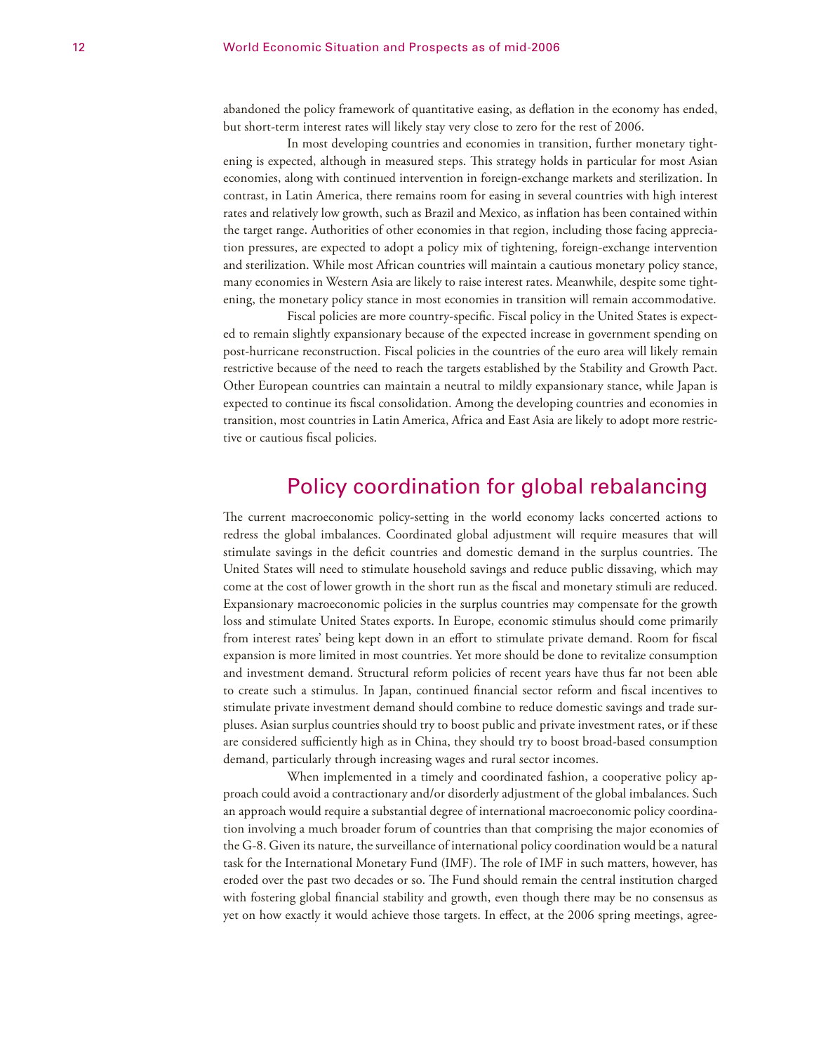abandoned the policy framework of quantitative easing, as deflation in the economy has ended, but short-term interest rates will likely stay very close to zero for the rest of 2006.

In most developing countries and economies in transition, further monetary tightening is expected, although in measured steps. This strategy holds in particular for most Asian economies, along with continued intervention in foreign-exchange markets and sterilization. In contrast, in Latin America, there remains room for easing in several countries with high interest rates and relatively low growth, such as Brazil and Mexico, as inflation has been contained within the target range. Authorities of other economies in that region, including those facing appreciation pressures, are expected to adopt a policy mix of tightening, foreign-exchange intervention and sterilization. While most African countries will maintain a cautious monetary policy stance, many economies in Western Asia are likely to raise interest rates. Meanwhile, despite some tightening, the monetary policy stance in most economies in transition will remain accommodative.

Fiscal policies are more country-specific. Fiscal policy in the United States is expected to remain slightly expansionary because of the expected increase in government spending on post-hurricane reconstruction. Fiscal policies in the countries of the euro area will likely remain restrictive because of the need to reach the targets established by the Stability and Growth Pact. Other European countries can maintain a neutral to mildly expansionary stance, while Japan is expected to continue its fiscal consolidation. Among the developing countries and economies in transition, most countries in Latin America, Africa and East Asia are likely to adopt more restrictive or cautious fiscal policies.

## Policy coordination for global rebalancing

The current macroeconomic policy-setting in the world economy lacks concerted actions to redress the global imbalances. Coordinated global adjustment will require measures that will stimulate savings in the deficit countries and domestic demand in the surplus countries. The United States will need to stimulate household savings and reduce public dissaving, which may come at the cost of lower growth in the short run as the fiscal and monetary stimuli are reduced. Expansionary macroeconomic policies in the surplus countries may compensate for the growth loss and stimulate United States exports. In Europe, economic stimulus should come primarily from interest rates' being kept down in an effort to stimulate private demand. Room for fiscal expansion is more limited in most countries. Yet more should be done to revitalize consumption and investment demand. Structural reform policies of recent years have thus far not been able to create such a stimulus. In Japan, continued financial sector reform and fiscal incentives to stimulate private investment demand should combine to reduce domestic savings and trade surpluses. Asian surplus countries should try to boost public and private investment rates, or if these are considered sufficiently high as in China, they should try to boost broad-based consumption demand, particularly through increasing wages and rural sector incomes.

When implemented in a timely and coordinated fashion, a cooperative policy approach could avoid a contractionary and/or disorderly adjustment of the global imbalances. Such an approach would require a substantial degree of international macroeconomic policy coordination involving a much broader forum of countries than that comprising the major economies of the G-8. Given its nature, the surveillance of international policy coordination would be a natural task for the International Monetary Fund (IMF). The role of IMF in such matters, however, has eroded over the past two decades or so. The Fund should remain the central institution charged with fostering global financial stability and growth, even though there may be no consensus as yet on how exactly it would achieve those targets. In effect, at the 2006 spring meetings, agree-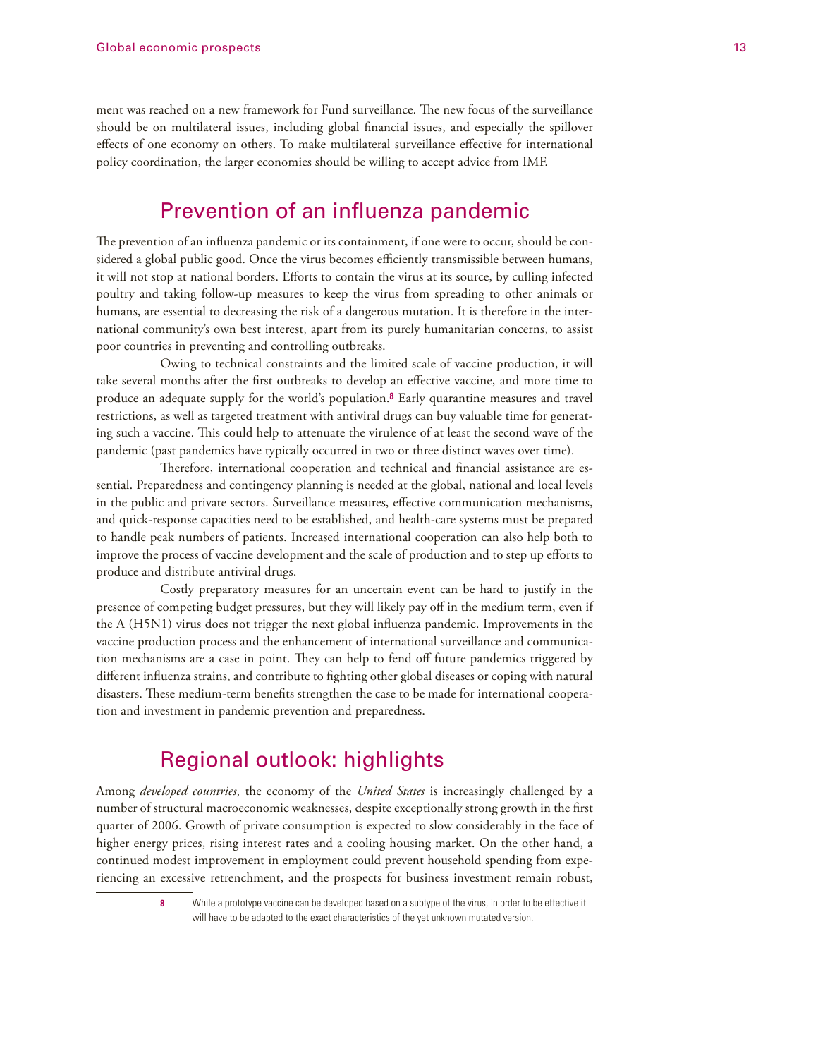ment was reached on a new framework for Fund surveillance. The new focus of the surveillance should be on multilateral issues, including global financial issues, and especially the spillover effects of one economy on others. To make multilateral surveillance effective for international policy coordination, the larger economies should be willing to accept advice from IMF.

## Prevention of an influenza pandemic

The prevention of an influenza pandemic or its containment, if one were to occur, should be considered a global public good. Once the virus becomes efficiently transmissible between humans, it will not stop at national borders. Efforts to contain the virus at its source, by culling infected poultry and taking follow-up measures to keep the virus from spreading to other animals or humans, are essential to decreasing the risk of a dangerous mutation. It is therefore in the international community's own best interest, apart from its purely humanitarian concerns, to assist poor countries in preventing and controlling outbreaks.

Owing to technical constraints and the limited scale of vaccine production, it will take several months after the first outbreaks to develop an effective vaccine, and more time to produce an adequate supply for the world's population.[8] Early quarantine measures and travel restrictions, as well as targeted treatment with antiviral drugs can buy valuable time for generating such a vaccine. This could help to attenuate the virulence of at least the second wave of the pandemic (past pandemics have typically occurred in two or three distinct waves over time).

Therefore, international cooperation and technical and financial assistance are essential. Preparedness and contingency planning is needed at the global, national and local levels in the public and private sectors. Surveillance measures, effective communication mechanisms, and quick-response capacities need to be established, and health-care systems must be prepared to handle peak numbers of patients. Increased international cooperation can also help both to improve the process of vaccine development and the scale of production and to step up efforts to produce and distribute antiviral drugs.

Costly preparatory measures for an uncertain event can be hard to justify in the presence of competing budget pressures, but they will likely pay off in the medium term, even if the A (H5N1) virus does not trigger the next global influenza pandemic. Improvements in the vaccine production process and the enhancement of international surveillance and communication mechanisms are a case in point. They can help to fend off future pandemics triggered by different influenza strains, and contribute to fighting other global diseases or coping with natural disasters. These medium-term benefits strengthen the case to be made for international cooperation and investment in pandemic prevention and preparedness.

## Regional outlook: highlights

Among *developed countries*, the economy of the *United States* is increasingly challenged by a number of structural macroeconomic weaknesses, despite exceptionally strong growth in the first quarter of 2006. Growth of private consumption is expected to slow considerably in the face of higher energy prices, rising interest rates and a cooling housing market. On the other hand, a continued modest improvement in employment could prevent household spending from experiencing an excessive retrenchment, and the prospects for business investment remain robust,

---

8 While a prototype vaccine can be developed based on a subtype of the virus, in order to be effective it will have to be adapted to the exact characteristics of the yet unknown mutated version.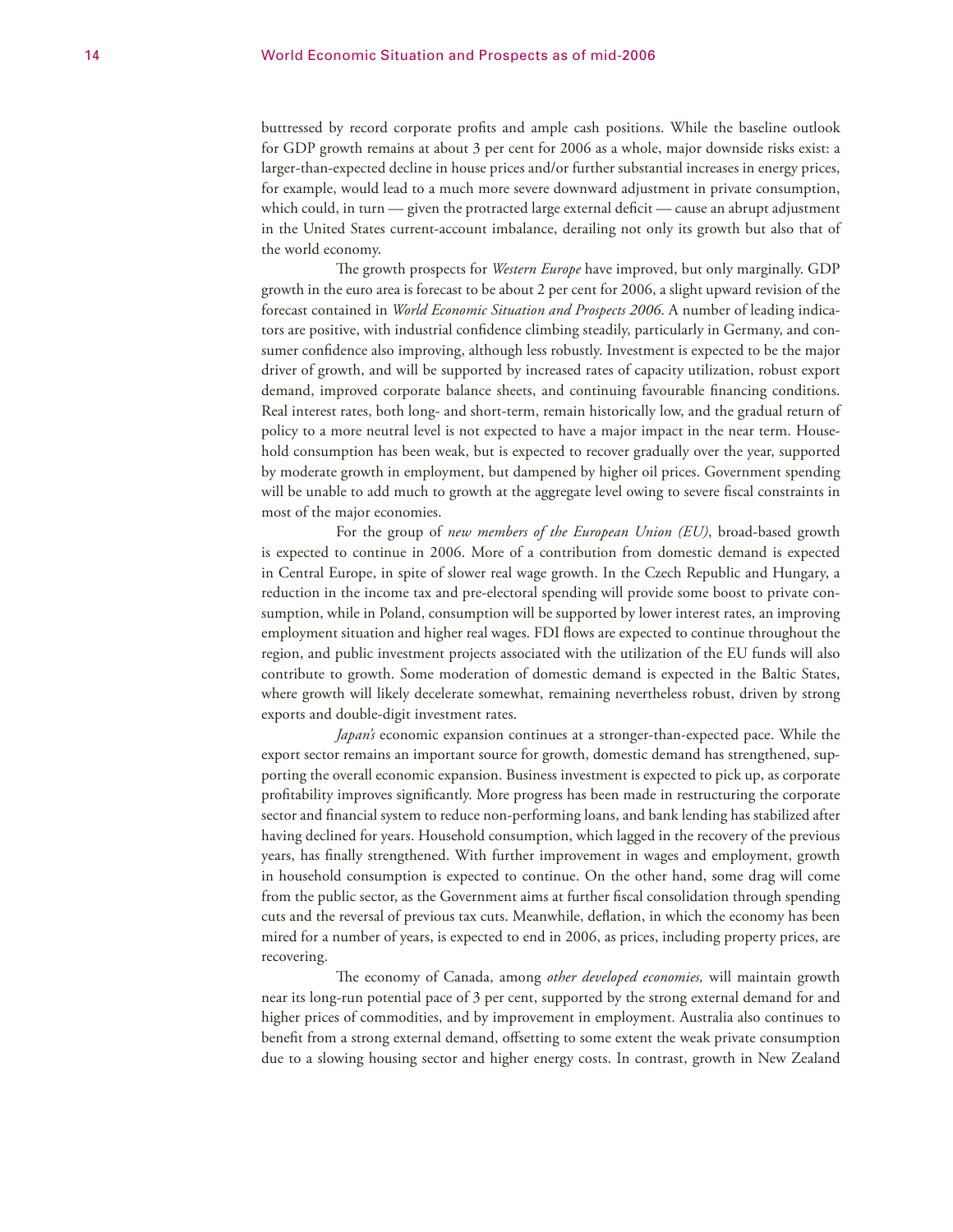buttressed by record corporate profits and ample cash positions. While the baseline outlook for GDP growth remains at about 3 per cent for 2006 as a whole, major downside risks exist: a larger-than-expected decline in house prices and/or further substantial increases in energy prices, for example, would lead to a much more severe downward adjustment in private consumption, which could, in turn — given the protracted large external deficit — cause an abrupt adjustment in the United States current-account imbalance, derailing not only its growth but also that of the world economy.

The growth prospects for *Western Europe* have improved, but only marginally. GDP growth in the euro area is forecast to be about 2 per cent for 2006, a slight upward revision of the forecast contained in *World Economic Situation and Prospects 2006*. A number of leading indicators are positive, with industrial confidence climbing steadily, particularly in Germany, and consumer confidence also improving, although less robustly. Investment is expected to be the major driver of growth, and will be supported by increased rates of capacity utilization, robust export demand, improved corporate balance sheets, and continuing favourable financing conditions. Real interest rates, both long- and short-term, remain historically low, and the gradual return of policy to a more neutral level is not expected to have a major impact in the near term. Household consumption has been weak, but is expected to recover gradually over the year, supported by moderate growth in employment, but dampened by higher oil prices. Government spending will be unable to add much to growth at the aggregate level owing to severe fiscal constraints in most of the major economies.

For the group of *new members of the European Union (EU)*, broad-based growth is expected to continue in 2006. More of a contribution from domestic demand is expected in Central Europe, in spite of slower real wage growth. In the Czech Republic and Hungary, a reduction in the income tax and pre-electoral spending will provide some boost to private consumption, while in Poland, consumption will be supported by lower interest rates, an improving employment situation and higher real wages. FDI flows are expected to continue throughout the region, and public investment projects associated with the utilization of the EU funds will also contribute to growth. Some moderation of domestic demand is expected in the Baltic States, where growth will likely decelerate somewhat, remaining nevertheless robust, driven by strong exports and double-digit investment rates.

*Japan's* economic expansion continues at a stronger-than-expected pace. While the export sector remains an important source for growth, domestic demand has strengthened, supporting the overall economic expansion. Business investment is expected to pick up, as corporate profitability improves significantly. More progress has been made in restructuring the corporate sector and financial system to reduce non-performing loans, and bank lending has stabilized after having declined for years. Household consumption, which lagged in the recovery of the previous years, has finally strengthened. With further improvement in wages and employment, growth in household consumption is expected to continue. On the other hand, some drag will come from the public sector, as the Government aims at further fiscal consolidation through spending cuts and the reversal of previous tax cuts. Meanwhile, deflation, in which the economy has been mired for a number of years, is expected to end in 2006, as prices, including property prices, are recovering.

The economy of Canada, among *other developed economies,* will maintain growth near its long-run potential pace of 3 per cent, supported by the strong external demand for and higher prices of commodities, and by improvement in employment. Australia also continues to benefit from a strong external demand, offsetting to some extent the weak private consumption due to a slowing housing sector and higher energy costs. In contrast, growth in New Zealand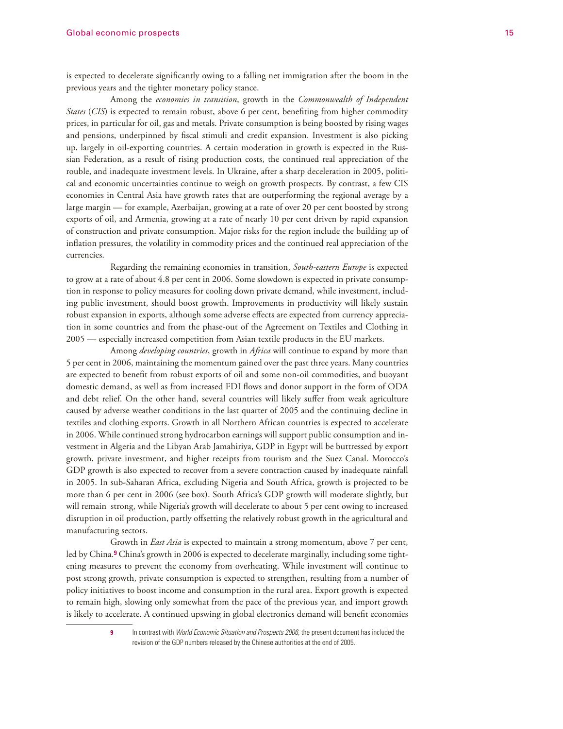is expected to decelerate significantly owing to a falling net immigration after the boom in the previous years and the tighter monetary policy stance.

Among the *economies in transition*, growth in the *Commonwealth of Independent States* (*CIS*) is expected to remain robust, above 6 per cent, benefiting from higher commodity prices, in particular for oil, gas and metals. Private consumption is being boosted by rising wages and pensions, underpinned by fiscal stimuli and credit expansion. Investment is also picking up, largely in oil-exporting countries. A certain moderation in growth is expected in the Russian Federation, as a result of rising production costs, the continued real appreciation of the rouble, and inadequate investment levels. In Ukraine, after a sharp deceleration in 2005, political and economic uncertainties continue to weigh on growth prospects. By contrast, a few CIS economies in Central Asia have growth rates that are outperforming the regional average by a large margin — for example, Azerbaijan, growing at a rate of over 20 per cent boosted by strong exports of oil, and Armenia, growing at a rate of nearly 10 per cent driven by rapid expansion of construction and private consumption. Major risks for the region include the building up of inflation pressures, the volatility in commodity prices and the continued real appreciation of the currencies.

Regarding the remaining economies in transition, *South-eastern Europe* is expected to grow at a rate of about 4.8 per cent in 2006. Some slowdown is expected in private consumption in response to policy measures for cooling down private demand, while investment, including public investment, should boost growth. Improvements in productivity will likely sustain robust expansion in exports, although some adverse effects are expected from currency appreciation in some countries and from the phase-out of the Agreement on Textiles and Clothing in 2005 — especially increased competition from Asian textile products in the EU markets.

Among *developing countries*, growth in *Africa* will continue to expand by more than 5 per cent in 2006, maintaining the momentum gained over the past three years. Many countries are expected to benefit from robust exports of oil and some non-oil commodities, and buoyant domestic demand, as well as from increased FDI flows and donor support in the form of ODA and debt relief. On the other hand, several countries will likely suffer from weak agriculture caused by adverse weather conditions in the last quarter of 2005 and the continuing decline in textiles and clothing exports. Growth in all Northern African countries is expected to accelerate in 2006. While continued strong hydrocarbon earnings will support public consumption and investment in Algeria and the Libyan Arab Jamahiriya, GDP in Egypt will be buttressed by export growth, private investment, and higher receipts from tourism and the Suez Canal. Morocco's GDP growth is also expected to recover from a severe contraction caused by inadequate rainfall in 2005. In sub-Saharan Africa, excluding Nigeria and South Africa, growth is projected to be more than 6 per cent in 2006 (see box). South Africa's GDP growth will moderate slightly, but will remain strong, while Nigeria's growth will decelerate to about 5 per cent owing to increased disruption in oil production, partly offsetting the relatively robust growth in the agricultural and manufacturing sectors.

Growth in *East Asia* is expected to maintain a strong momentum, above 7 per cent, led by China.[9] China's growth in 2006 is expected to decelerate marginally, including some tightening measures to prevent the economy from overheating. While investment will continue to post strong growth, private consumption is expected to strengthen, resulting from a number of policy initiatives to boost income and consumption in the rural area. Export growth is expected to remain high, slowing only somewhat from the pace of the previous year, and import growth is likely to accelerate. A continued upswing in global electronics demand will benefit economies

9 In contrast with *World Economic Situation and Prospects 2006*, the present document has included the revision of the GDP numbers released by the Chinese authorities at the end of 2005.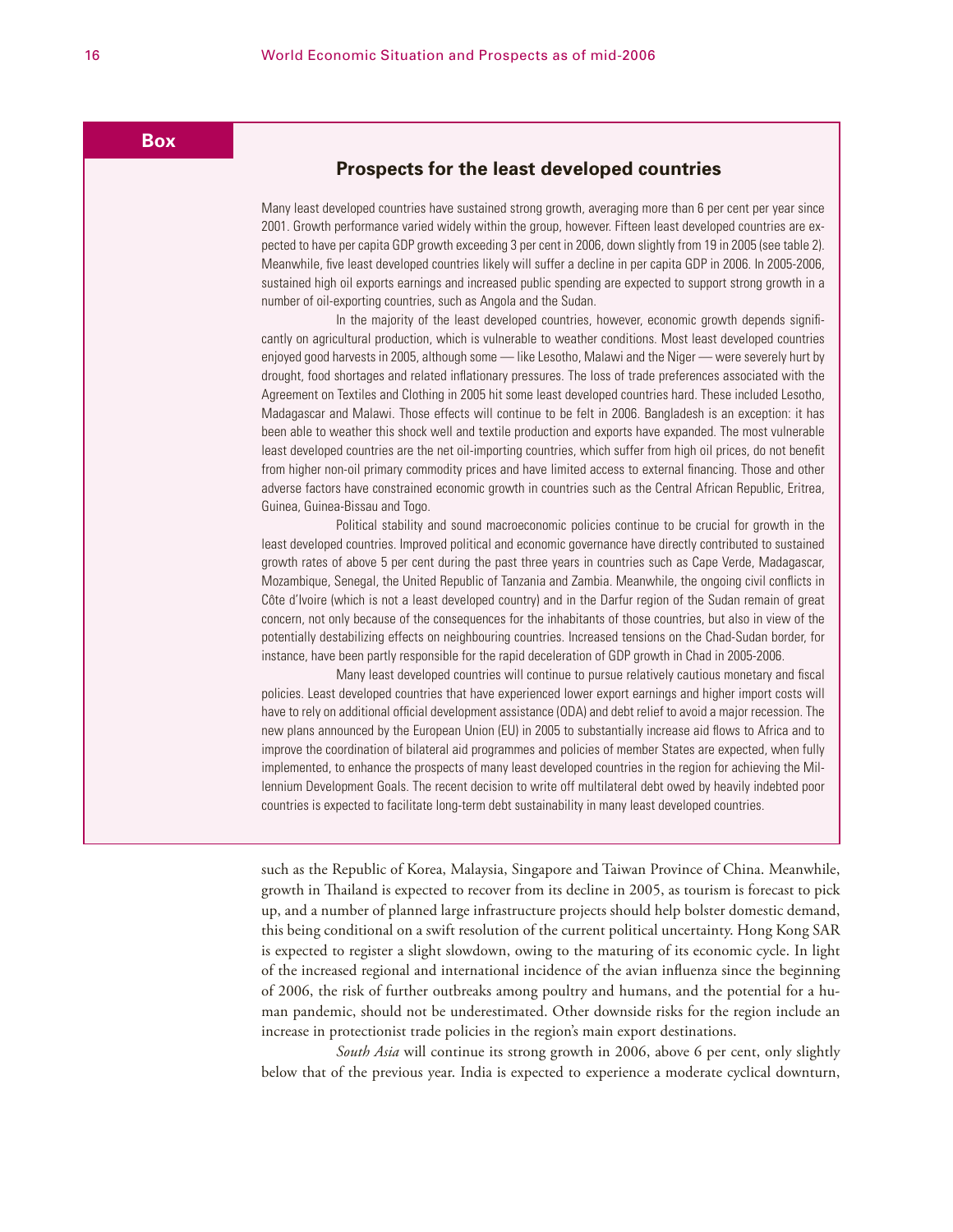**Box**

## Prospects for the least developed countries

Many least developed countries have sustained strong growth, averaging more than 6 per cent per year since 2001. Growth performance varied widely within the group, however. Fifteen least developed countries are expected to have per capita GDP growth exceeding 3 per cent in 2006, down slightly from 19 in 2005 (see table 2). Meanwhile, five least developed countries likely will suffer a decline in per capita GDP in 2006. In 2005-2006, sustained high oil exports earnings and increased public spending are expected to support strong growth in a number of oil-exporting countries, such as Angola and the Sudan.

In the majority of the least developed countries, however, economic growth depends significantly on agricultural production, which is vulnerable to weather conditions. Most least developed countries enjoyed good harvests in 2005, although some — like Lesotho, Malawi and the Niger — were severely hurt by drought, food shortages and related inflationary pressures. The loss of trade preferences associated with the Agreement on Textiles and Clothing in 2005 hit some least developed countries hard. These included Lesotho, Madagascar and Malawi. Those effects will continue to be felt in 2006. Bangladesh is an exception: it has been able to weather this shock well and textile production and exports have expanded. The most vulnerable least developed countries are the net oil-importing countries, which suffer from high oil prices, do not benefit from higher non-oil primary commodity prices and have limited access to external financing. Those and other adverse factors have constrained economic growth in countries such as the Central African Republic, Eritrea, Guinea, Guinea-Bissau and Togo.

Political stability and sound macroeconomic policies continue to be crucial for growth in the least developed countries. Improved political and economic governance have directly contributed to sustained growth rates of above 5 per cent during the past three years in countries such as Cape Verde, Madagascar, Mozambique, Senegal, the United Republic of Tanzania and Zambia. Meanwhile, the ongoing civil conflicts in Côte d'Ivoire (which is not a least developed country) and in the Darfur region of the Sudan remain of great concern, not only because of the consequences for the inhabitants of those countries, but also in view of the potentially destabilizing effects on neighbouring countries. Increased tensions on the Chad-Sudan border, for instance, have been partly responsible for the rapid deceleration of GDP growth in Chad in 2005-2006.

Many least developed countries will continue to pursue relatively cautious monetary and fiscal policies. Least developed countries that have experienced lower export earnings and higher import costs will have to rely on additional official development assistance (ODA) and debt relief to avoid a major recession. The new plans announced by the European Union (EU) in 2005 to substantially increase aid flows to Africa and to improve the coordination of bilateral aid programmes and policies of member States are expected, when fully implemented, to enhance the prospects of many least developed countries in the region for achieving the Millennium Development Goals. The recent decision to write off multilateral debt owed by heavily indebted poor countries is expected to facilitate long-term debt sustainability in many least developed countries.

such as the Republic of Korea, Malaysia, Singapore and Taiwan Province of China. Meanwhile, growth in Thailand is expected to recover from its decline in 2005, as tourism is forecast to pick up, and a number of planned large infrastructure projects should help bolster domestic demand, this being conditional on a swift resolution of the current political uncertainty. Hong Kong SAR is expected to register a slight slowdown, owing to the maturing of its economic cycle. In light of the increased regional and international incidence of the avian influenza since the beginning of 2006, the risk of further outbreaks among poultry and humans, and the potential for a human pandemic, should not be underestimated. Other downside risks for the region include an increase in protectionist trade policies in the region's main export destinations.

*South Asia* will continue its strong growth in 2006, above 6 per cent, only slightly below that of the previous year. India is expected to experience a moderate cyclical downturn,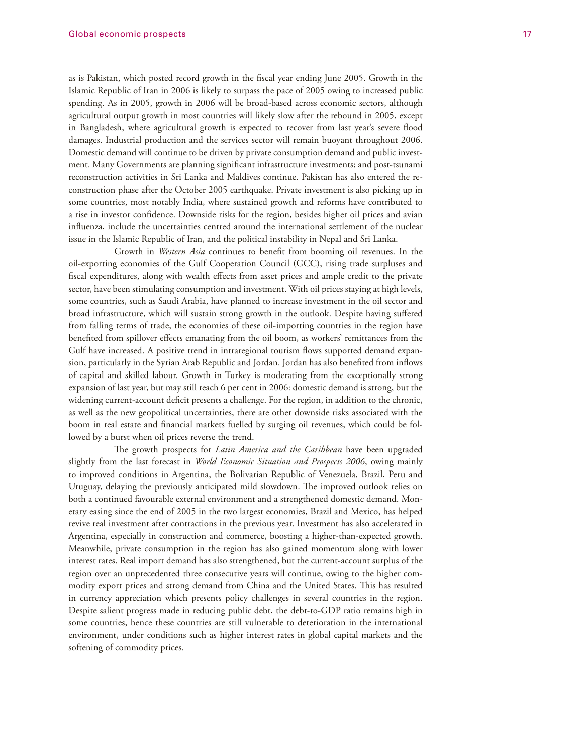as is Pakistan, which posted record growth in the fiscal year ending June 2005. Growth in the Islamic Republic of Iran in 2006 is likely to surpass the pace of 2005 owing to increased public spending. As in 2005, growth in 2006 will be broad-based across economic sectors, although agricultural output growth in most countries will likely slow after the rebound in 2005, except in Bangladesh, where agricultural growth is expected to recover from last year's severe flood damages. Industrial production and the services sector will remain buoyant throughout 2006. Domestic demand will continue to be driven by private consumption demand and public investment. Many Governments are planning significant infrastructure investments; and post-tsunami reconstruction activities in Sri Lanka and Maldives continue. Pakistan has also entered the reconstruction phase after the October 2005 earthquake. Private investment is also picking up in some countries, most notably India, where sustained growth and reforms have contributed to a rise in investor confidence. Downside risks for the region, besides higher oil prices and avian influenza, include the uncertainties centred around the international settlement of the nuclear issue in the Islamic Republic of Iran, and the political instability in Nepal and Sri Lanka.

Growth in *Western Asia* continues to benefit from booming oil revenues. In the oil-exporting economies of the Gulf Cooperation Council (GCC), rising trade surpluses and fiscal expenditures, along with wealth effects from asset prices and ample credit to the private sector, have been stimulating consumption and investment. With oil prices staying at high levels, some countries, such as Saudi Arabia, have planned to increase investment in the oil sector and broad infrastructure, which will sustain strong growth in the outlook. Despite having suffered from falling terms of trade, the economies of these oil-importing countries in the region have benefited from spillover effects emanating from the oil boom, as workers' remittances from the Gulf have increased. A positive trend in intraregional tourism flows supported demand expansion, particularly in the Syrian Arab Republic and Jordan. Jordan has also benefited from inflows of capital and skilled labour. Growth in Turkey is moderating from the exceptionally strong expansion of last year, but may still reach 6 per cent in 2006: domestic demand is strong, but the widening current-account deficit presents a challenge. For the region, in addition to the chronic, as well as the new geopolitical uncertainties, there are other downside risks associated with the boom in real estate and financial markets fuelled by surging oil revenues, which could be followed by a burst when oil prices reverse the trend.

The growth prospects for *Latin America and the Caribbean* have been upgraded slightly from the last forecast in *World Economic Situation and Prospects 2006*, owing mainly to improved conditions in Argentina, the Bolivarian Republic of Venezuela, Brazil, Peru and Uruguay, delaying the previously anticipated mild slowdown. The improved outlook relies on both a continued favourable external environment and a strengthened domestic demand. Monetary easing since the end of 2005 in the two largest economies, Brazil and Mexico, has helped revive real investment after contractions in the previous year. Investment has also accelerated in Argentina, especially in construction and commerce, boosting a higher-than-expected growth. Meanwhile, private consumption in the region has also gained momentum along with lower interest rates. Real import demand has also strengthened, but the current-account surplus of the region over an unprecedented three consecutive years will continue, owing to the higher commodity export prices and strong demand from China and the United States. This has resulted in currency appreciation which presents policy challenges in several countries in the region. Despite salient progress made in reducing public debt, the debt-to-GDP ratio remains high in some countries, hence these countries are still vulnerable to deterioration in the international environment, under conditions such as higher interest rates in global capital markets and the softening of commodity prices.